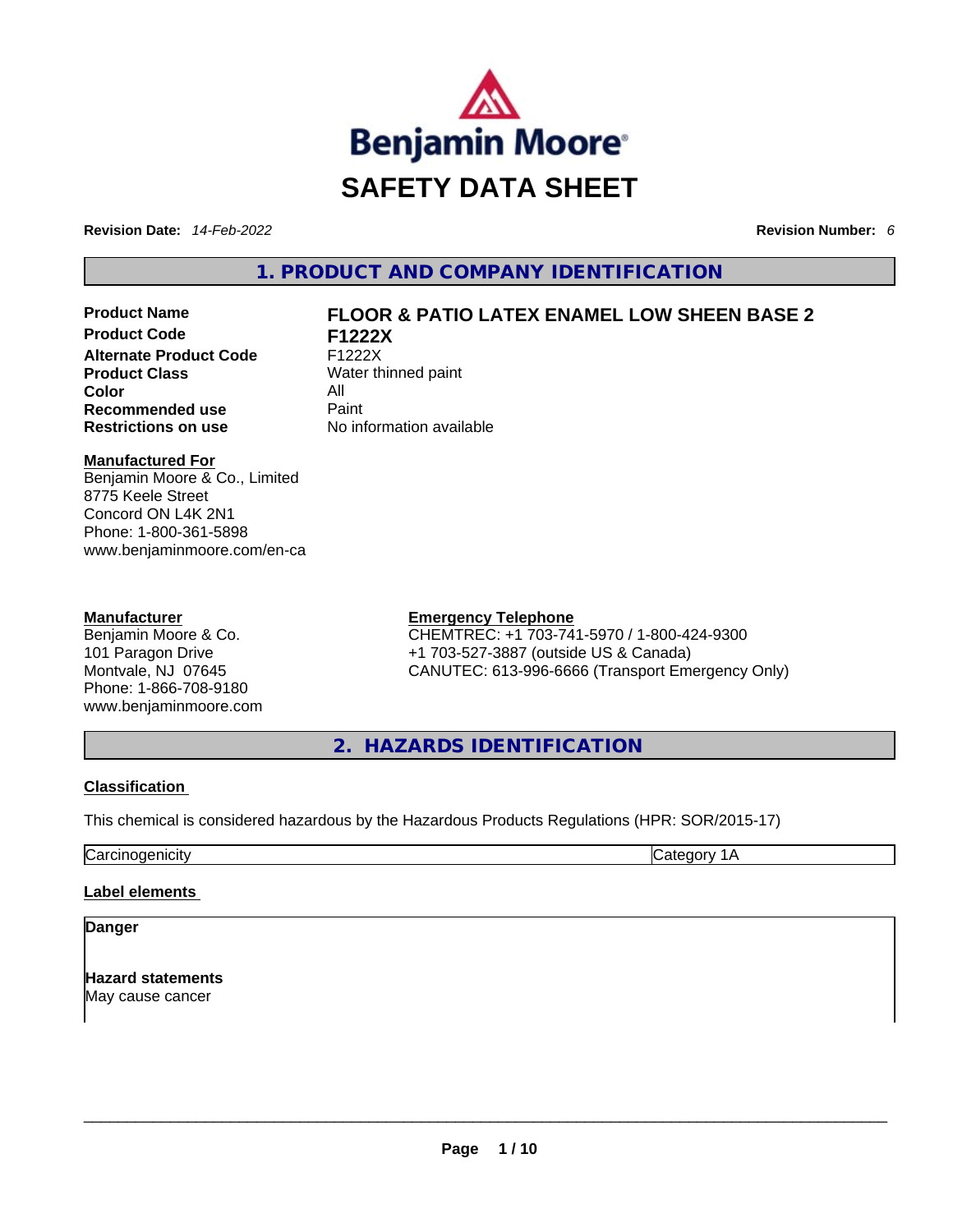# SAFETY DATA SHEET

**Revision Date:** *14-Feb-2022* **Revision Number:** *6*

## 1. PRODUCT AND COMPANY IDENTIFICATION

| | |
|---|---|
| **Product Name** | **FLOOR & PATIO LATEX ENAMEL LOW SHEEN BASE 2** |
| **Product Code** | **F1222X** |
| **Alternate Product Code** | F1222X |
| **Product Class** | Water thinned paint |
| **Color** | All |
| **Recommended use** | Paint |
| **Restrictions on use** | No information available |

**Manufactured For**
Benjamin Moore & Co., Limited
8775 Keele Street
Concord ON L4K 2N1
Phone: 1-800-361-5898
www.benjaminmoore.com/en-ca

**Manufacturer**
Benjamin Moore & Co.
101 Paragon Drive
Montvale, NJ 07645
Phone: 1-866-708-9180
www.benjaminmoore.com

**Emergency Telephone**
CHEMTREC: +1 703-741-5970 / 1-800-424-9300
+1 703-527-3887 (outside US & Canada)
CANUTEC: 613-996-6666 (Transport Emergency Only)

## 2. HAZARDS IDENTIFICATION

**Classification**

This chemical is considered hazardous by the Hazardous Products Regulations (HPR: SOR/2015-17)

| | |
|---|---|
| Carcinogenicity | Category 1A |

**Label elements**

**Danger**

**Hazard statements**
May cause cancer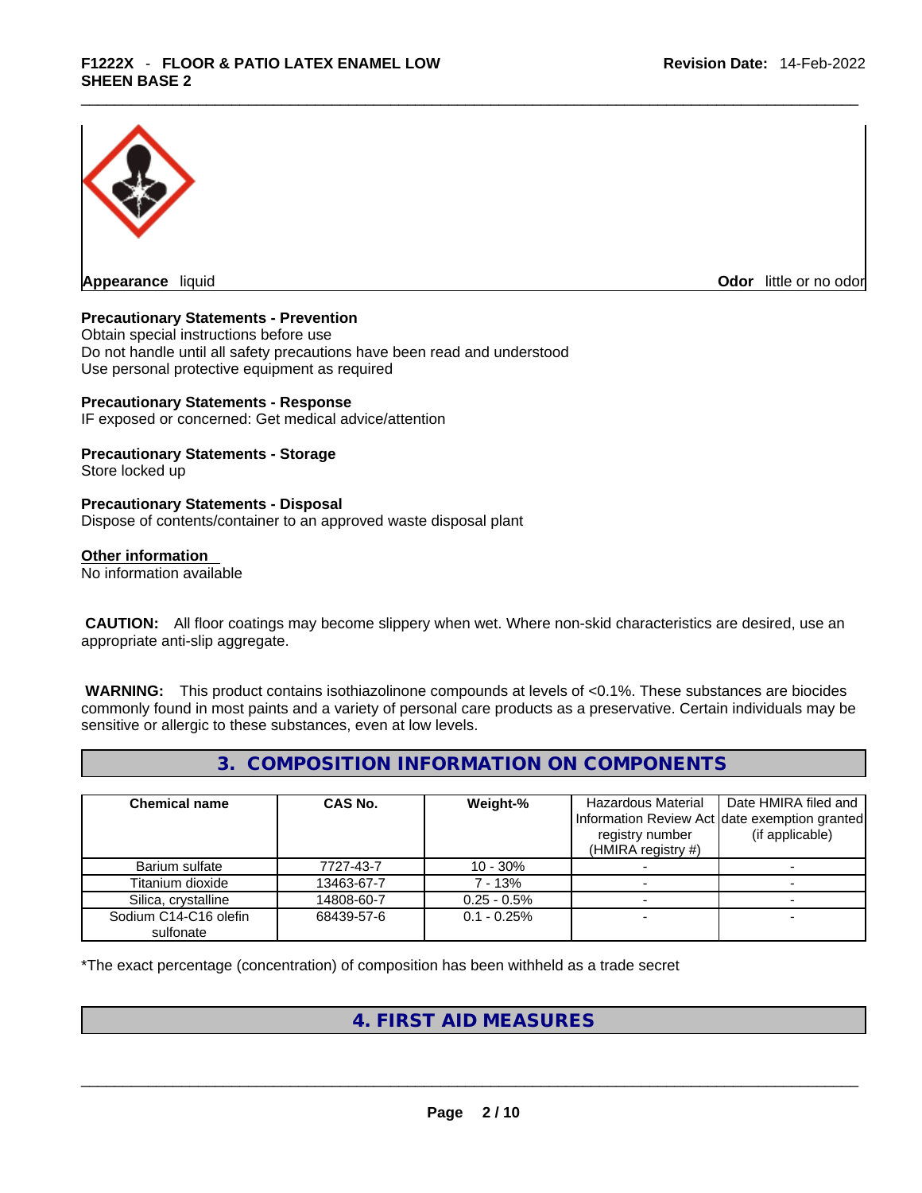**Appearance** liquid **Odor** little or no odor

**Precautionary Statements - Prevention**
Obtain special instructions before use
Do not handle until all safety precautions have been read and understood
Use personal protective equipment as required

**Precautionary Statements - Response**
IF exposed or concerned: Get medical advice/attention

**Precautionary Statements - Storage**
Store locked up

**Precautionary Statements - Disposal**
Dispose of contents/container to an approved waste disposal plant

**Other information**
No information available

**CAUTION:** All floor coatings may become slippery when wet. Where non-skid characteristics are desired, use an appropriate anti-slip aggregate.

**WARNING:** This product contains isothiazolinone compounds at levels of <0.1%. These substances are biocides commonly found in most paints and a variety of personal care products as a preservative. Certain individuals may be sensitive or allergic to these substances, even at low levels.

## 3. COMPOSITION INFORMATION ON COMPONENTS

| Chemical name | CAS No. | Weight-% | Hazardous Material Information Review Act registry number (HMIRA registry #) | Date HMIRA filed and date exemption granted (if applicable) |
|---|---|---|---|---|
| Barium sulfate | 7727-43-7 | 10 - 30% | - | - |
| Titanium dioxide | 13463-67-7 | 7 - 13% | - | - |
| Silica, crystalline | 14808-60-7 | 0.25 - 0.5% | - | - |
| Sodium C14-C16 olefin sulfonate | 68439-57-6 | 0.1 - 0.25% | - | - |

*The exact percentage (concentration) of composition has been withheld as a trade secret

## 4. FIRST AID MEASURES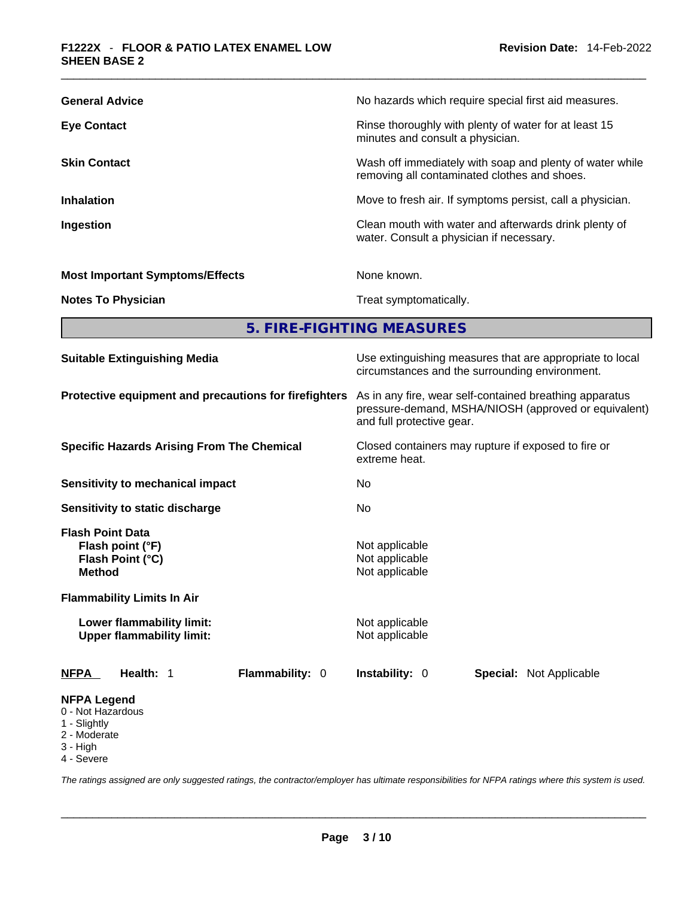| | |
|---|---|
| **General Advice** | No hazards which require special first aid measures. |
| **Eye Contact** | Rinse thoroughly with plenty of water for at least 15 minutes and consult a physician. |
| **Skin Contact** | Wash off immediately with soap and plenty of water while removing all contaminated clothes and shoes. |
| **Inhalation** | Move to fresh air. If symptoms persist, call a physician. |
| **Ingestion** | Clean mouth with water and afterwards drink plenty of water. Consult a physician if necessary. |
| **Most Important Symptoms/Effects** | None known. |
| **Notes To Physician** | Treat symptomatically. |

## 5. FIRE-FIGHTING MEASURES

| | |
|---|---|
| **Suitable Extinguishing Media** | Use extinguishing measures that are appropriate to local circumstances and the surrounding environment. |
| **Protective equipment and precautions for firefighters** | As in any fire, wear self-contained breathing apparatus pressure-demand, MSHA/NIOSH (approved or equivalent) and full protective gear. |
| **Specific Hazards Arising From The Chemical** | Closed containers may rupture if exposed to fire or extreme heat. |
| **Sensitivity to mechanical impact** | No |
| **Sensitivity to static discharge** | No |

**Flash Point Data**

| | |
|---|---|
| **Flash point (°F)** | Not applicable |
| **Flash Point (°C)** | Not applicable |
| **Method** | Not applicable |

**Flammability Limits In Air**

| | |
|---|---|
| **Lower flammability limit:** | Not applicable |
| **Upper flammability limit:** | Not applicable |

| **NFPA** | **Health:** 1 | **Flammability:** 0 | **Instability:** 0 | **Special:** Not Applicable |
|---|---|---|---|---|

**NFPA Legend**
- 0 - Not Hazardous
- 1 - Slightly
- 2 - Moderate
- 3 - High
- 4 - Severe

*The ratings assigned are only suggested ratings, the contractor/employer has ultimate responsibilities for NFPA ratings where this system is used.*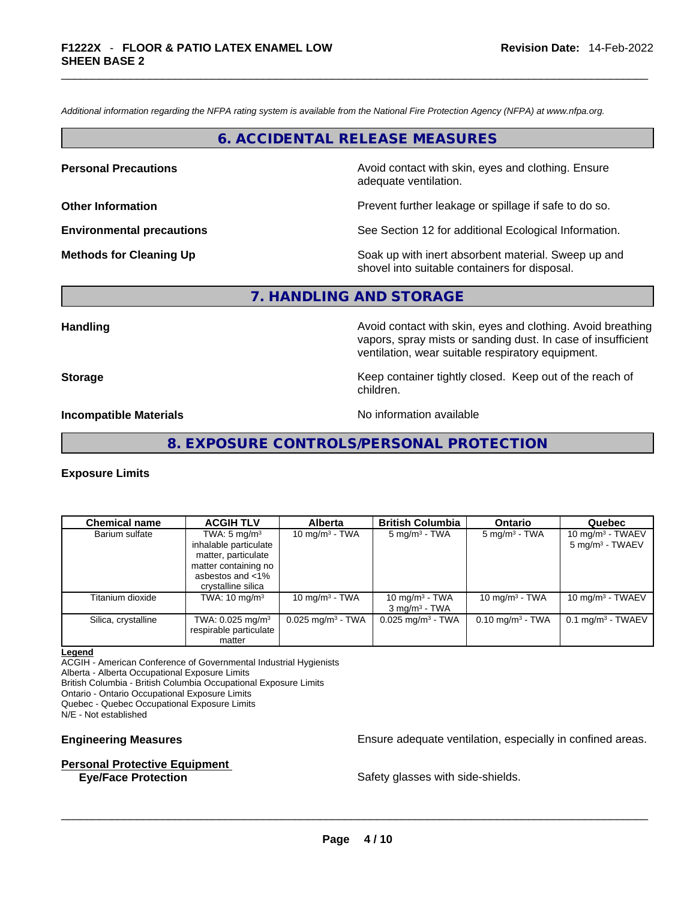*Additional information regarding the NFPA rating system is available from the National Fire Protection Agency (NFPA) at www.nfpa.org.*

## 6. ACCIDENTAL RELEASE MEASURES

**Personal Precautions** Avoid contact with skin, eyes and clothing. Ensure adequate ventilation.

**Other Information** Prevent further leakage or spillage if safe to do so.

**Environmental precautions** See Section 12 for additional Ecological Information.

**Methods for Cleaning Up** Soak up with inert absorbent material. Sweep up and shovel into suitable containers for disposal.

## 7. HANDLING AND STORAGE

**Handling** Avoid contact with skin, eyes and clothing. Avoid breathing vapors, spray mists or sanding dust. In case of insufficient ventilation, wear suitable respiratory equipment.

**Storage** Keep container tightly closed. Keep out of the reach of children.

**Incompatible Materials** No information available

## 8. EXPOSURE CONTROLS/PERSONAL PROTECTION

**Exposure Limits**

| Chemical name | ACGIH TLV | Alberta | British Columbia | Ontario | Quebec |
|---|---|---|---|---|---|
| Barium sulfate | TWA: 5 mg/m³ inhalable particulate matter, particulate matter containing no asbestos and <1% crystalline silica | 10 mg/m³ - TWA | 5 mg/m³ - TWA | 5 mg/m³ - TWA | 10 mg/m³ - TWAEV 5 mg/m³ - TWAEV |
| Titanium dioxide | TWA: 10 mg/m³ | 10 mg/m³ - TWA | 10 mg/m³ - TWA 3 mg/m³ - TWA | 10 mg/m³ - TWA | 10 mg/m³ - TWAEV |
| Silica, crystalline | TWA: 0.025 mg/m³ respirable particulate matter | 0.025 mg/m³ - TWA | 0.025 mg/m³ - TWA | 0.10 mg/m³ - TWA | 0.1 mg/m³ - TWAEV |

**Legend**
ACGIH - American Conference of Governmental Industrial Hygienists
Alberta - Alberta Occupational Exposure Limits
British Columbia - British Columbia Occupational Exposure Limits
Ontario - Ontario Occupational Exposure Limits
Quebec - Quebec Occupational Exposure Limits
N/E - Not established

**Engineering Measures** Ensure adequate ventilation, especially in confined areas.

**Personal Protective Equipment**

**Eye/Face Protection** Safety glasses with side-shields.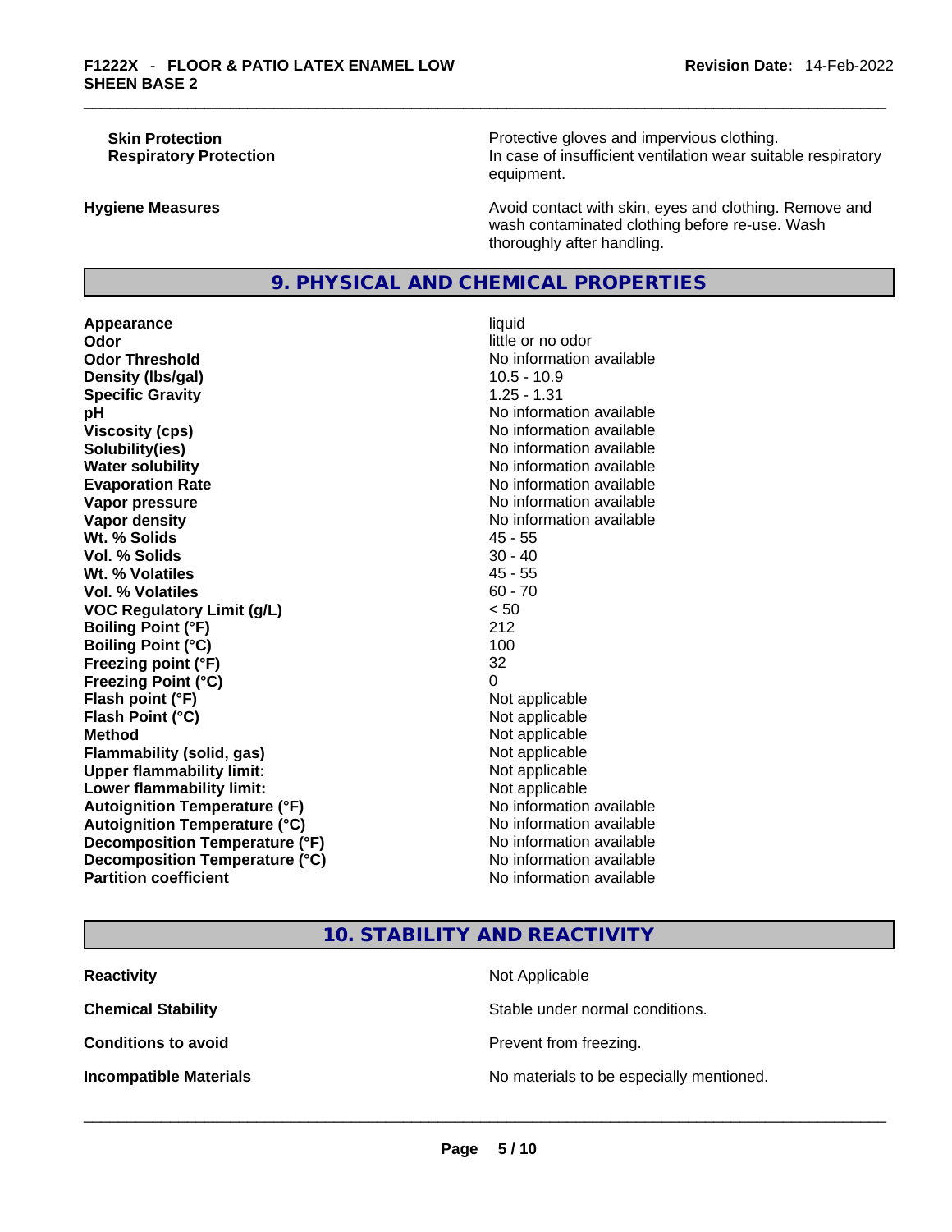| | |
|---|---|
| **Skin Protection** | Protective gloves and impervious clothing. |
| **Respiratory Protection** | In case of insufficient ventilation wear suitable respiratory equipment. |
| **Hygiene Measures** | Avoid contact with skin, eyes and clothing. Remove and wash contaminated clothing before re-use. Wash thoroughly after handling. |

## 9. PHYSICAL AND CHEMICAL PROPERTIES

| | |
|---|---|
| **Appearance** | liquid |
| **Odor** | little or no odor |
| **Odor Threshold** | No information available |
| **Density (lbs/gal)** | 10.5 - 10.9 |
| **Specific Gravity** | 1.25 - 1.31 |
| **pH** | No information available |
| **Viscosity (cps)** | No information available |
| **Solubility(ies)** | No information available |
| **Water solubility** | No information available |
| **Evaporation Rate** | No information available |
| **Vapor pressure** | No information available |
| **Vapor density** | No information available |
| **Wt. % Solids** | 45 - 55 |
| **Vol. % Solids** | 30 - 40 |
| **Wt. % Volatiles** | 45 - 55 |
| **Vol. % Volatiles** | 60 - 70 |
| **VOC Regulatory Limit (g/L)** | < 50 |
| **Boiling Point (°F)** | 212 |
| **Boiling Point (°C)** | 100 |
| **Freezing point (°F)** | 32 |
| **Freezing Point (°C)** | 0 |
| **Flash point (°F)** | Not applicable |
| **Flash Point (°C)** | Not applicable |
| **Method** | Not applicable |
| **Flammability (solid, gas)** | Not applicable |
| **Upper flammability limit:** | Not applicable |
| **Lower flammability limit:** | Not applicable |
| **Autoignition Temperature (°F)** | No information available |
| **Autoignition Temperature (°C)** | No information available |
| **Decomposition Temperature (°F)** | No information available |
| **Decomposition Temperature (°C)** | No information available |
| **Partition coefficient** | No information available |

## 10. STABILITY AND REACTIVITY

| | |
|---|---|
| **Reactivity** | Not Applicable |
| **Chemical Stability** | Stable under normal conditions. |
| **Conditions to avoid** | Prevent from freezing. |
| **Incompatible Materials** | No materials to be especially mentioned. |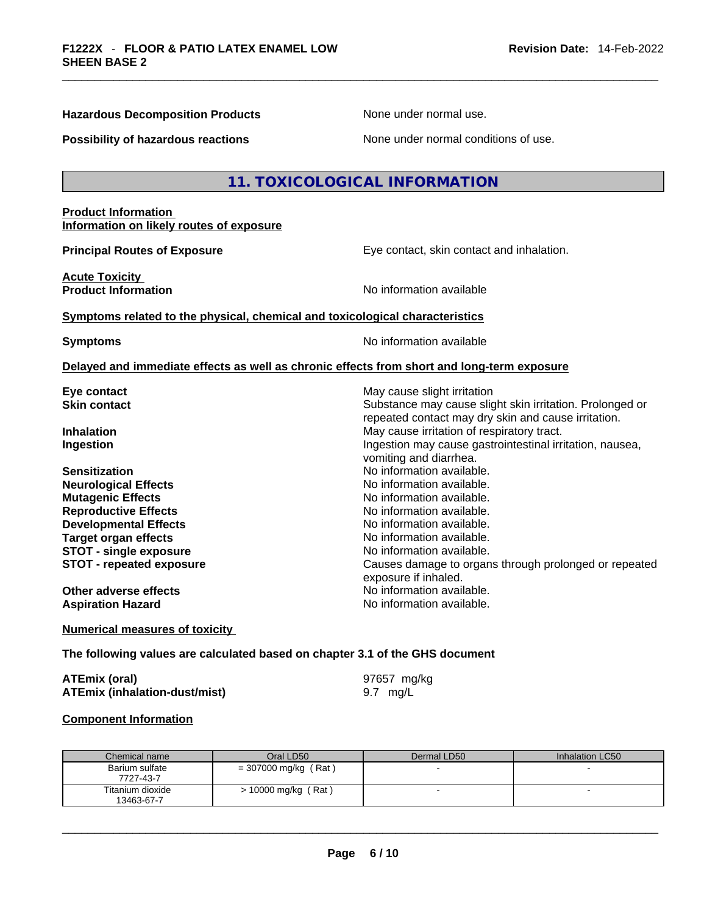**Hazardous Decomposition Products** None under normal use.

**Possibility of hazardous reactions** None under normal conditions of use.

## 11. TOXICOLOGICAL INFORMATION

**Product Information**
**Information on likely routes of exposure**

**Principal Routes of Exposure** Eye contact, skin contact and inhalation.

**Acute Toxicity**
**Product Information** No information available

**Symptoms related to the physical, chemical and toxicological characteristics**

**Symptoms** No information available

**Delayed and immediate effects as well as chronic effects from short and long-term exposure**

**Eye contact** May cause slight irritation
**Skin contact** Substance may cause slight skin irritation. Prolonged or repeated contact may dry skin and cause irritation.
**Inhalation** May cause irritation of respiratory tract.
**Ingestion** Ingestion may cause gastrointestinal irritation, nausea, vomiting and diarrhea.
**Sensitization** No information available.
**Neurological Effects** No information available.
**Mutagenic Effects** No information available.
**Reproductive Effects** No information available.
**Developmental Effects** No information available.
**Target organ effects** No information available.
**STOT - single exposure** No information available.
**STOT - repeated exposure** Causes damage to organs through prolonged or repeated exposure if inhaled.
**Other adverse effects** No information available.
**Aspiration Hazard** No information available.

**Numerical measures of toxicity**

**The following values are calculated based on chapter 3.1 of the GHS document**

**ATEmix (oral)** 97657 mg/kg
**ATEmix (inhalation-dust/mist)** 9.7 mg/L

**Component Information**

| Chemical name | Oral LD50 | Dermal LD50 | Inhalation LC50 |
|---|---|---|---|
| Barium sulfate 7727-43-7 | = 307000 mg/kg ( Rat ) | - | - |
| Titanium dioxide 13463-67-7 | > 10000 mg/kg ( Rat ) | - | - |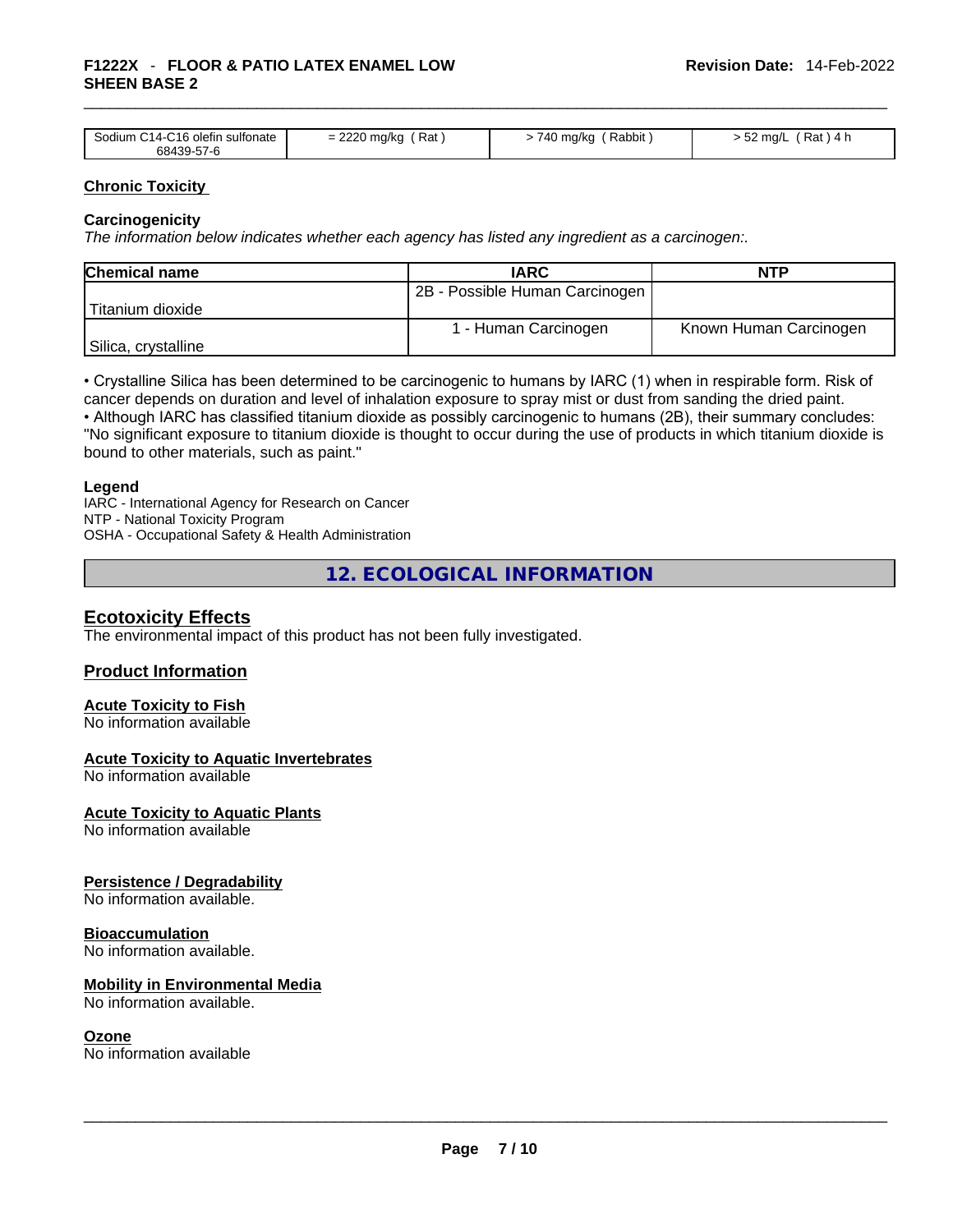| Sodium C14-C16 olefin sulfonate 68439-57-6 | = 2220 mg/kg ( Rat ) | > 740 mg/kg ( Rabbit ) | > 52 mg/L ( Rat ) 4 h |
|---|---|---|---|

**Chronic Toxicity**

**Carcinogenicity**

*The information below indicates whether each agency has listed any ingredient as a carcinogen:.*

| Chemical name | IARC | NTP |
|---|---|---|
| Titanium dioxide | 2B - Possible Human Carcinogen | |
| Silica, crystalline | 1 - Human Carcinogen | Known Human Carcinogen |

• Crystalline Silica has been determined to be carcinogenic to humans by IARC (1) when in respirable form. Risk of cancer depends on duration and level of inhalation exposure to spray mist or dust from sanding the dried paint.
• Although IARC has classified titanium dioxide as possibly carcinogenic to humans (2B), their summary concludes: "No significant exposure to titanium dioxide is thought to occur during the use of products in which titanium dioxide is bound to other materials, such as paint."

**Legend**

IARC - International Agency for Research on Cancer
NTP - National Toxicity Program
OSHA - Occupational Safety & Health Administration

## 12. ECOLOGICAL INFORMATION

### Ecotoxicity Effects

The environmental impact of this product has not been fully investigated.

### Product Information

**Acute Toxicity to Fish**

No information available

**Acute Toxicity to Aquatic Invertebrates**

No information available

**Acute Toxicity to Aquatic Plants**

No information available

**Persistence / Degradability**

No information available.

**Bioaccumulation**

No information available.

**Mobility in Environmental Media**

No information available.

**Ozone**

No information available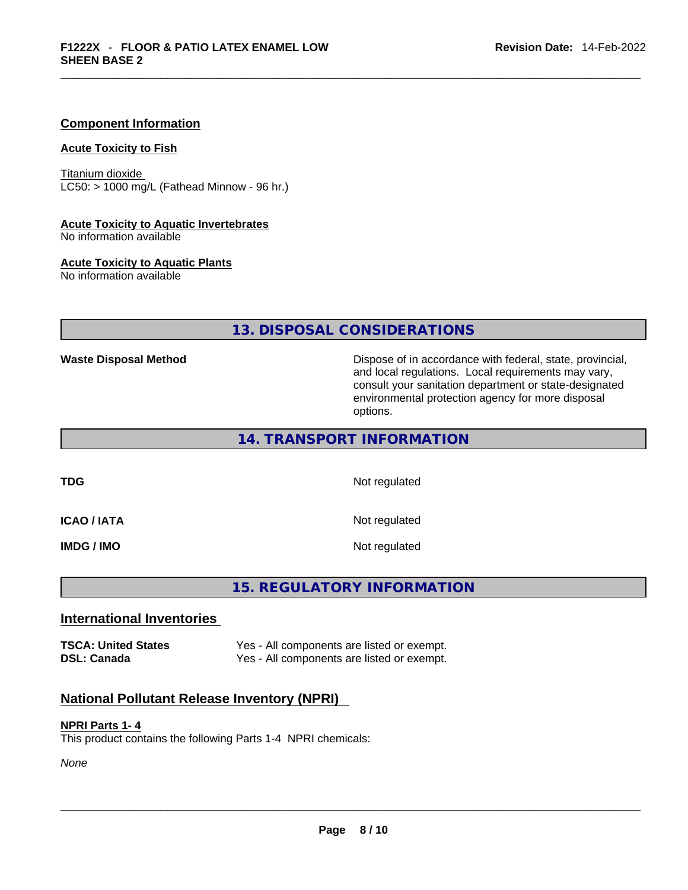## Component Information

### Acute Toxicity to Fish

Titanium dioxide
LC50: > 1000 mg/L (Fathead Minnow - 96 hr.)

### Acute Toxicity to Aquatic Invertebrates

No information available

### Acute Toxicity to Aquatic Plants

No information available

## 13. DISPOSAL CONSIDERATIONS

| | |
|---|---|
| **Waste Disposal Method** | Dispose of in accordance with federal, state, provincial, and local regulations. Local requirements may vary, consult your sanitation department or state-designated environmental protection agency for more disposal options. |

## 14. TRANSPORT INFORMATION

| | |
|---|---|
| **TDG** | Not regulated |
| **ICAO / IATA** | Not regulated |
| **IMDG / IMO** | Not regulated |

## 15. REGULATORY INFORMATION

### International Inventories

| | |
|---|---|
| **TSCA: United States** | Yes - All components are listed or exempt. |
| **DSL: Canada** | Yes - All components are listed or exempt. |

### National Pollutant Release Inventory (NPRI)

**NPRI Parts 1- 4**
This product contains the following Parts 1-4 NPRI chemicals:

*None*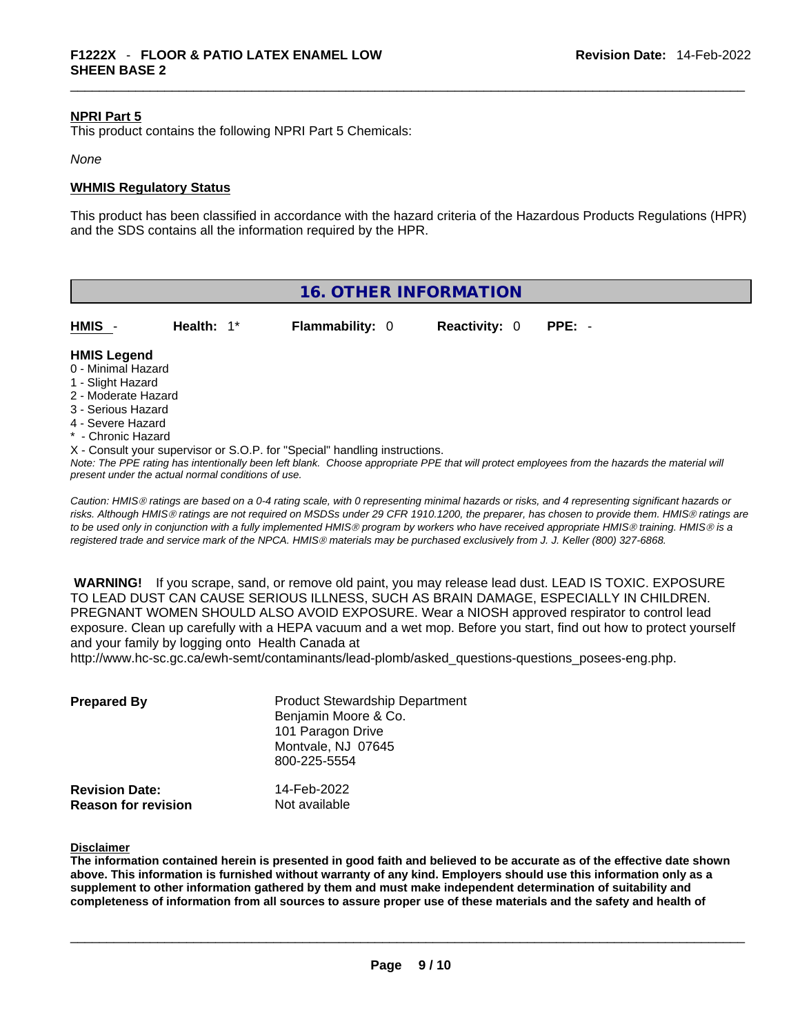### NPRI Part 5

This product contains the following NPRI Part 5 Chemicals:

*None*

### WHMIS Regulatory Status

This product has been classified in accordance with the hazard criteria of the Hazardous Products Regulations (HPR) and the SDS contains all the information required by the HPR.

## 16. OTHER INFORMATION

| HMIS - | Health: 1* | Flammability: 0 | Reactivity: 0 | PPE: - |
|---|---|---|---|---|

**HMIS Legend**

0 - Minimal Hazard
1 - Slight Hazard
2 - Moderate Hazard
3 - Serious Hazard
4 - Severe Hazard
* - Chronic Hazard
X - Consult your supervisor or S.O.P. for "Special" handling instructions.

*Note: The PPE rating has intentionally been left blank. Choose appropriate PPE that will protect employees from the hazards the material will present under the actual normal conditions of use.*

*Caution: HMIS® ratings are based on a 0-4 rating scale, with 0 representing minimal hazards or risks, and 4 representing significant hazards or risks. Although HMIS® ratings are not required on MSDSs under 29 CFR 1910.1200, the preparer, has chosen to provide them. HMIS® ratings are to be used only in conjunction with a fully implemented HMIS® program by workers who have received appropriate HMIS® training. HMIS® is a registered trade and service mark of the NPCA. HMIS® materials may be purchased exclusively from J. J. Keller (800) 327-6868.*

**WARNING!** If you scrape, sand, or remove old paint, you may release lead dust. LEAD IS TOXIC. EXPOSURE TO LEAD DUST CAN CAUSE SERIOUS ILLNESS, SUCH AS BRAIN DAMAGE, ESPECIALLY IN CHILDREN. PREGNANT WOMEN SHOULD ALSO AVOID EXPOSURE. Wear a NIOSH approved respirator to control lead exposure. Clean up carefully with a HEPA vacuum and a wet mop. Before you start, find out how to protect yourself and your family by logging onto Health Canada at http://www.hc-sc.gc.ca/ewh-semt/contaminants/lead-plomb/asked_questions-questions_posees-eng.php.

| | |
|---|---|
| **Prepared By** | Product Stewardship Department<br>Benjamin Moore & Co.<br>101 Paragon Drive<br>Montvale, NJ 07645<br>800-225-5554 |
| **Revision Date:** | 14-Feb-2022 |
| **Reason for revision** | Not available |

### Disclaimer

**The information contained herein is presented in good faith and believed to be accurate as of the effective date shown above. This information is furnished without warranty of any kind. Employers should use this information only as a supplement to other information gathered by them and must make independent determination of suitability and completeness of information from all sources to assure proper use of these materials and the safety and health of**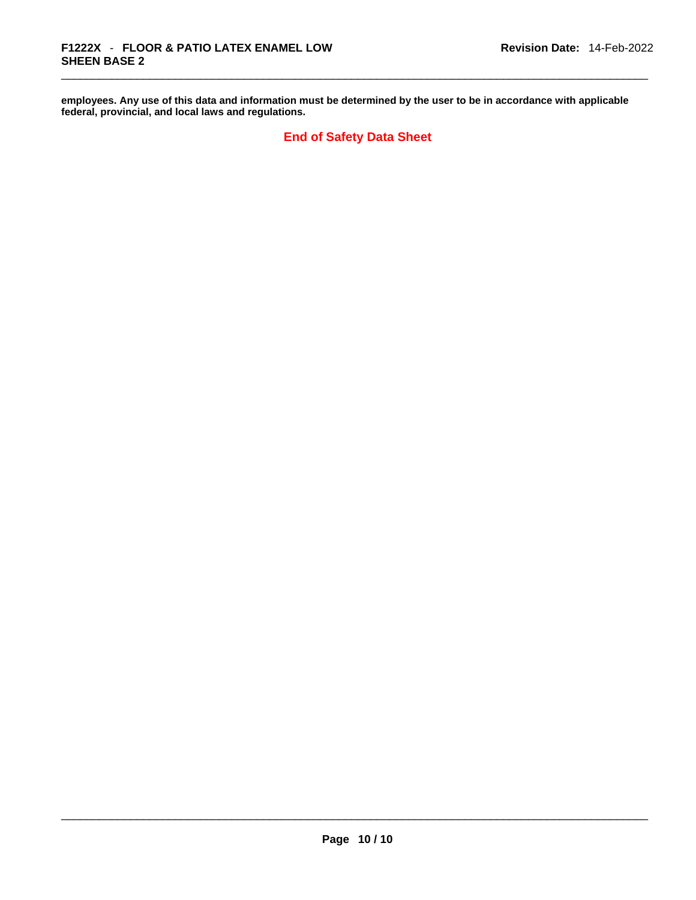**employees. Any use of this data and information must be determined by the user to be in accordance with applicable federal, provincial, and local laws and regulations.**

**End of Safety Data Sheet**